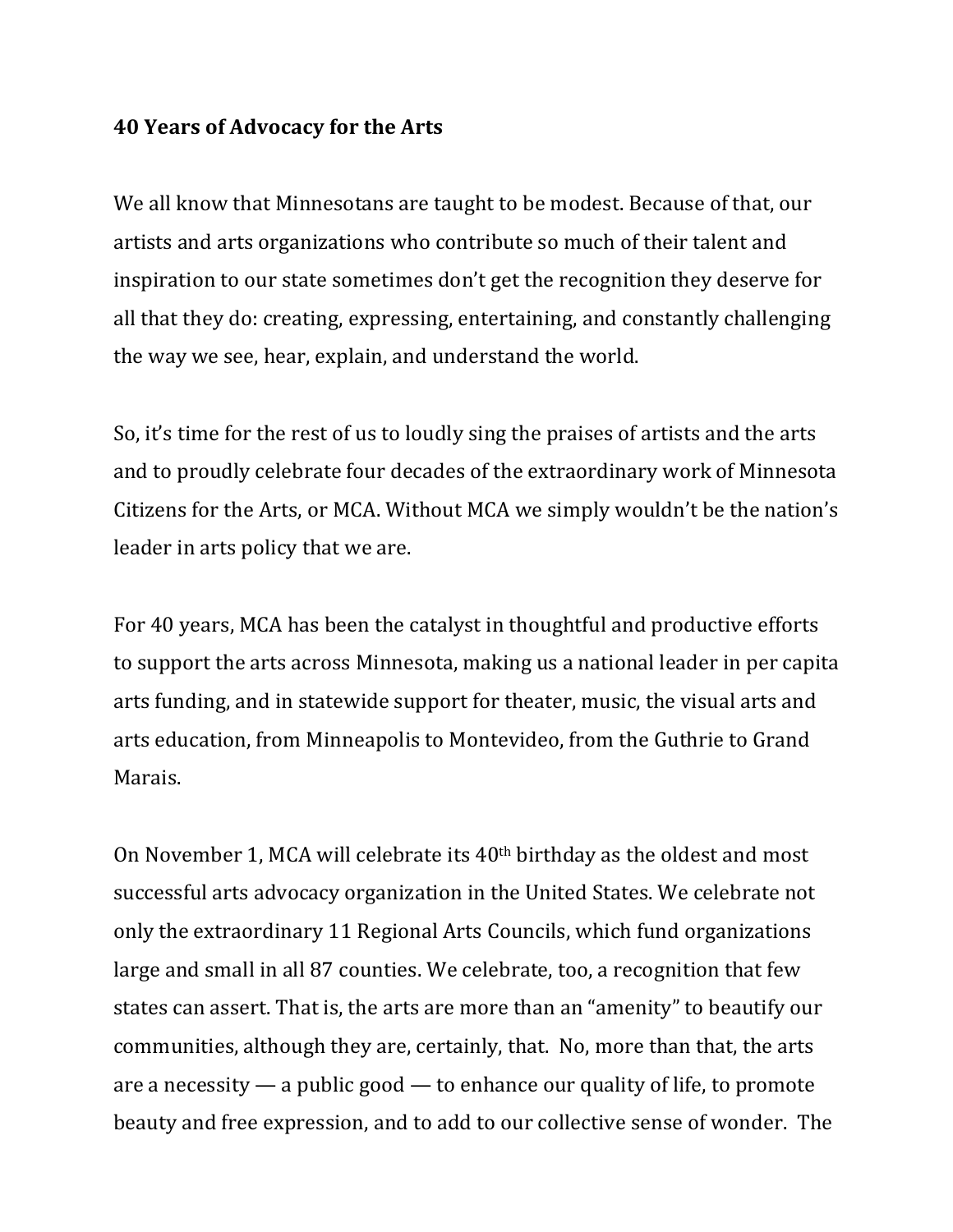**40 Years of Advocacy for the Arts**

We all know that Minnesotans are taught to be modest. Because of that, our artists and arts organizations who contribute so much of their talent and inspiration to our state sometimes don't get the recognition they deserve for all that they do: creating, expressing, entertaining, and constantly challenging the way we see, hear, explain, and understand the world.

So, it's time for the rest of us to loudly sing the praises of artists and the arts and to proudly celebrate four decades of the extraordinary work of Minnesota Citizens for the Arts, or MCA. Without MCA we simply wouldn't be the nation's leader in arts policy that we are.

For 40 years, MCA has been the catalyst in thoughtful and productive efforts to support the arts across Minnesota, making us a national leader in per capita arts funding, and in statewide support for theater, music, the visual arts and arts education, from Minneapolis to Montevideo, from the Guthrie to Grand Marais.

On November 1, MCA will celebrate its 40th birthday as the oldest and most successful arts advocacy organization in the United States. We celebrate not only the extraordinary 11 Regional Arts Councils, which fund organizations large and small in all 87 counties. We celebrate, too, a recognition that few states can assert. That is, the arts are more than an "amenity" to beautify our communities, although they are, certainly, that. No, more than that, the arts are a necessity — a public good — to enhance our quality of life, to promote beauty and free expression, and to add to our collective sense of wonder. The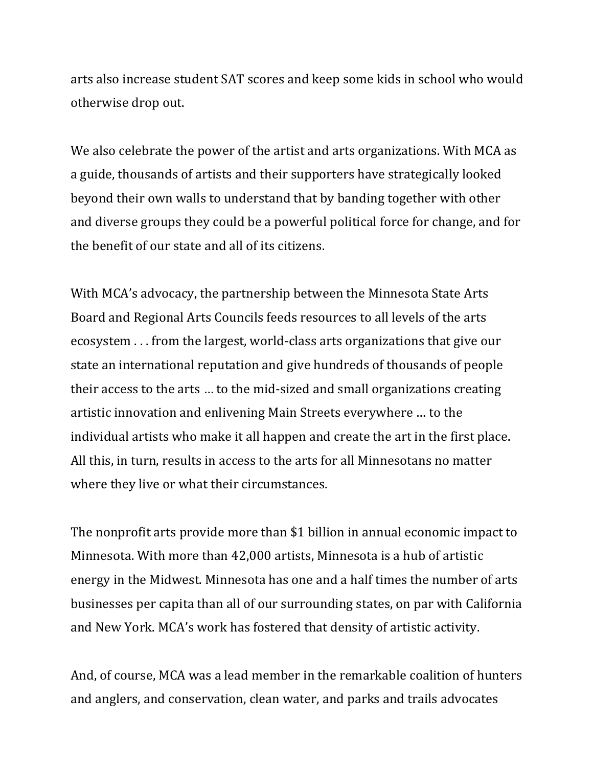arts also increase student SAT scores and keep some kids in school who would otherwise drop out.

We also celebrate the power of the artist and arts organizations. With MCA as a guide, thousands of artists and their supporters have strategically looked beyond their own walls to understand that by banding together with other and diverse groups they could be a powerful political force for change, and for the benefit of our state and all of its citizens.

With MCA's advocacy, the partnership between the Minnesota State Arts Board and Regional Arts Councils feeds resources to all levels of the arts ecosystem . . . from the largest, world-class arts organizations that give our state an international reputation and give hundreds of thousands of people their access to the arts … to the mid-sized and small organizations creating artistic innovation and enlivening Main Streets everywhere … to the individual artists who make it all happen and create the art in the first place. All this, in turn, results in access to the arts for all Minnesotans no matter where they live or what their circumstances.

The nonprofit arts provide more than $1 billion in annual economic impact to Minnesota. With more than 42,000 artists, Minnesota is a hub of artistic energy in the Midwest. Minnesota has one and a half times the number of arts businesses per capita than all of our surrounding states, on par with California and New York. MCA's work has fostered that density of artistic activity.

And, of course, MCA was a lead member in the remarkable coalition of hunters and anglers, and conservation, clean water, and parks and trails advocates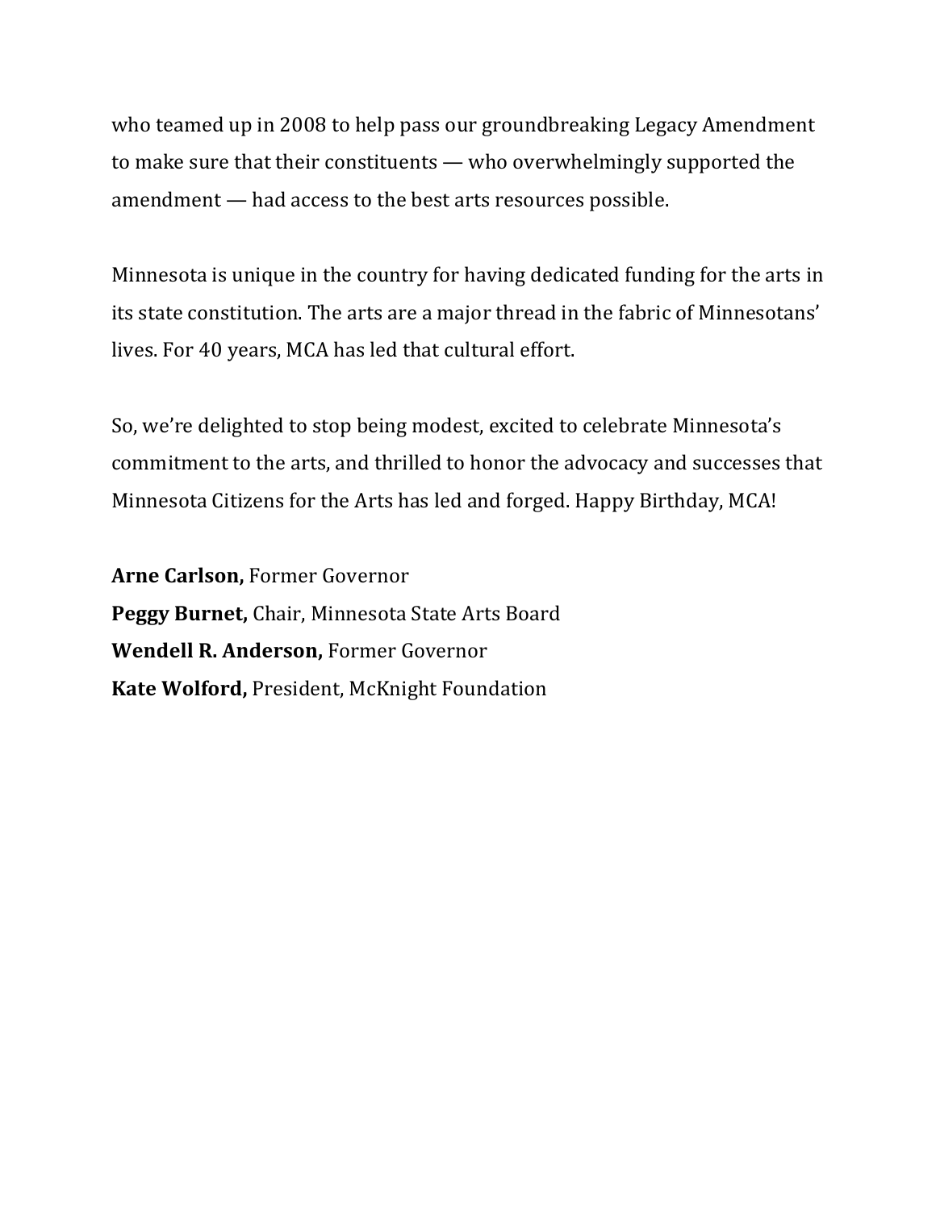who teamed up in 2008 to help pass our groundbreaking Legacy Amendment to make sure that their constituents — who overwhelmingly supported the amendment — had access to the best arts resources possible.

Minnesota is unique in the country for having dedicated funding for the arts in its state constitution. The arts are a major thread in the fabric of Minnesotans' lives. For 40 years, MCA has led that cultural effort.

So, we're delighted to stop being modest, excited to celebrate Minnesota's commitment to the arts, and thrilled to honor the advocacy and successes that Minnesota Citizens for the Arts has led and forged. Happy Birthday, MCA!

**Arne Carlson,** Former Governor
**Peggy Burnet,** Chair, Minnesota State Arts Board
**Wendell R. Anderson,** Former Governor
**Kate Wolford,** President, McKnight Foundation